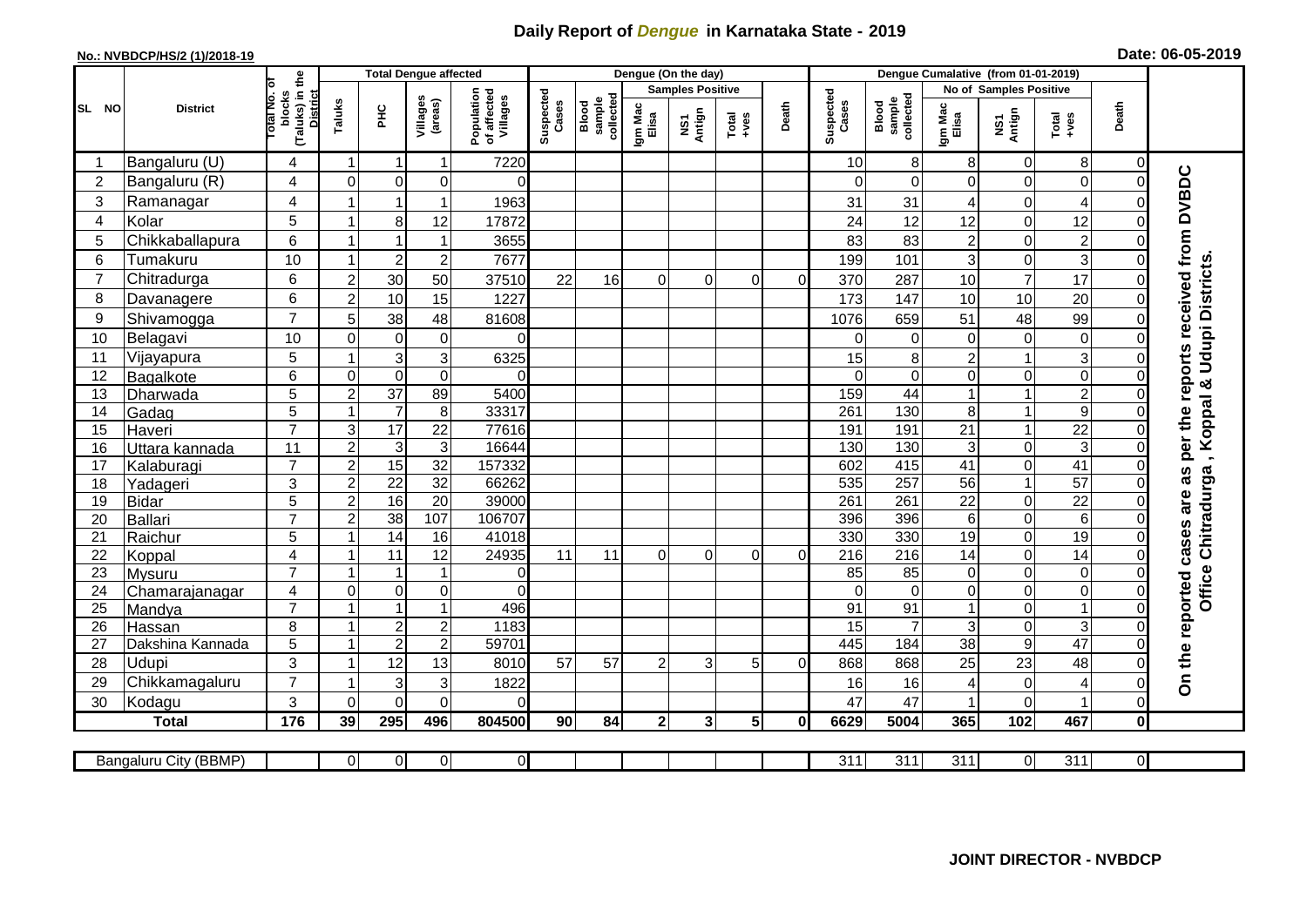# Daily Report of *Dengue* in Karnataka State - 2019

**No.: NVBDCP/HS/2 (1)/2018-19**

**Date: 06-05-2019**

| SL NO | District | Total No. of blocks (Taluks) in the District | Total Dengue affected | | | | Dengue (On the day) | | | | | | | Dengue Cumalative (from 01-01-2019) | | | | | | | |
|---|---|---|---|---|---|---|---|---|---|---|---|---|---|---|---|---|---|---|---|---|
| | | | Taluks | PHC | Villages (areas) | Population of affected Villages | Suspected Cases | Blood sample collected | Samples Positive | | | Death | Suspected Cases | Blood sample collected | No of Samples Positive | | | Death | |
| | | | | | | | | | Igm Mac Elisa | NS1 Antign | Total +ves | | | | Igm Mac Elisa | NS1 Antign | Total +ves | | |
| 1 | Bangaluru (U) | 4 | 1 | 1 | 1 | 7220 | | | | | | | 10 | 8 | 8 | 0 | 8 | 0 | On the reported cases are as per the reports received from DVBDC Office Chitradurga , Koppal & Udupi Districts. |
| 2 | Bangaluru (R) | 4 | 0 | 0 | 0 | 0 | | | | | | | 0 | 0 | 0 | 0 | 0 | 0 | |
| 3 | Ramanagar | 4 | 1 | 1 | 1 | 1963 | | | | | | | 31 | 31 | 4 | 0 | 4 | 0 | |
| 4 | Kolar | 5 | 1 | 8 | 12 | 17872 | | | | | | | 24 | 12 | 12 | 0 | 12 | 0 | |
| 5 | Chikkaballapura | 6 | 1 | 1 | 1 | 3655 | | | | | | | 83 | 83 | 2 | 0 | 2 | 0 | |
| 6 | Tumakuru | 10 | 1 | 2 | 2 | 7677 | | | | | | | 199 | 101 | 3 | 0 | 3 | 0 | |
| 7 | Chitradurga | 6 | 2 | 30 | 50 | 37510 | 22 | 16 | 0 | 0 | 0 | 0 | 370 | 287 | 10 | 7 | 17 | 0 | |
| 8 | Davanagere | 6 | 2 | 10 | 15 | 1227 | | | | | | | 173 | 147 | 10 | 10 | 20 | 0 | |
| 9 | Shivamogga | 7 | 5 | 38 | 48 | 81608 | | | | | | | 1076 | 659 | 51 | 48 | 99 | 0 | |
| 10 | Belagavi | 10 | 0 | 0 | 0 | 0 | | | | | | | 0 | 0 | 0 | 0 | 0 | 0 | |
| 11 | Vijayapura | 5 | 1 | 3 | 3 | 6325 | | | | | | | 15 | 8 | 2 | 1 | 3 | 0 | |
| 12 | Bagalkote | 6 | 0 | 0 | 0 | 0 | | | | | | | 0 | 0 | 0 | 0 | 0 | 0 | |
| 13 | Dharwada | 5 | 2 | 37 | 89 | 5400 | | | | | | | 159 | 44 | 1 | 1 | 2 | 0 | |
| 14 | Gadag | 5 | 1 | 7 | 8 | 33317 | | | | | | | 261 | 130 | 8 | 1 | 9 | 0 | |
| 15 | Haveri | 7 | 3 | 17 | 22 | 77616 | | | | | | | 191 | 191 | 21 | 1 | 22 | 0 | |
| 16 | Uttara kannada | 11 | 2 | 3 | 3 | 16644 | | | | | | | 130 | 130 | 3 | 0 | 3 | 0 | |
| 17 | Kalaburagi | 7 | 2 | 15 | 32 | 157332 | | | | | | | 602 | 415 | 41 | 0 | 41 | 0 | |
| 18 | Yadageri | 3 | 2 | 22 | 32 | 66262 | | | | | | | 535 | 257 | 56 | 1 | 57 | 0 | |
| 19 | Bidar | 5 | 2 | 16 | 20 | 39000 | | | | | | | 261 | 261 | 22 | 0 | 22 | 0 | |
| 20 | Ballari | 7 | 2 | 38 | 107 | 106707 | | | | | | | 396 | 396 | 6 | 0 | 6 | 0 | |
| 21 | Raichur | 5 | 1 | 14 | 16 | 41018 | | | | | | | 330 | 330 | 19 | 0 | 19 | 0 | |
| 22 | Koppal | 4 | 1 | 11 | 12 | 24935 | 11 | 11 | 0 | 0 | 0 | 0 | 216 | 216 | 14 | 0 | 14 | 0 | |
| 23 | Mysuru | 7 | 1 | 1 | 1 | 0 | | | | | | | 85 | 85 | 0 | 0 | 0 | 0 | |
| 24 | Chamarajanagar | 4 | 0 | 0 | 0 | 0 | | | | | | | 0 | 0 | 0 | 0 | 0 | 0 | |
| 25 | Mandya | 7 | 1 | 1 | 1 | 496 | | | | | | | 91 | 91 | 1 | 0 | 1 | 0 | |
| 26 | Hassan | 8 | 1 | 2 | 2 | 1183 | | | | | | | 15 | 7 | 3 | 0 | 3 | 0 | |
| 27 | Dakshina Kannada | 5 | 1 | 2 | 2 | 59701 | | | | | | | 445 | 184 | 38 | 9 | 47 | 0 | |
| 28 | Udupi | 3 | 1 | 12 | 13 | 8010 | 57 | 57 | 2 | 3 | 5 | 0 | 868 | 868 | 25 | 23 | 48 | 0 | |
| 29 | Chikkamagaluru | 7 | 1 | 3 | 3 | 1822 | | | | | | | 16 | 16 | 4 | 0 | 4 | 0 | |
| 30 | Kodagu | 3 | 0 | 0 | 0 | 0 | | | | | | | 47 | 47 | 1 | 0 | 1 | 0 | |
| | **Total** | **176** | **39** | **295** | **496** | **804500** | **90** | **84** | **2** | **3** | **5** | **0** | **6629** | **5004** | **365** | **102** | **467** | **0** | |

| Bangaluru City (BBMP) | | 0 | 0 | 0 | 0 | | | | | | | 311 | 311 | 311 | 0 | 311 | 0 |
|---|---|---|---|---|---|---|---|---|---|---|---|---|---|---|---|---|---|

**JOINT DIRECTOR - NVBDCP**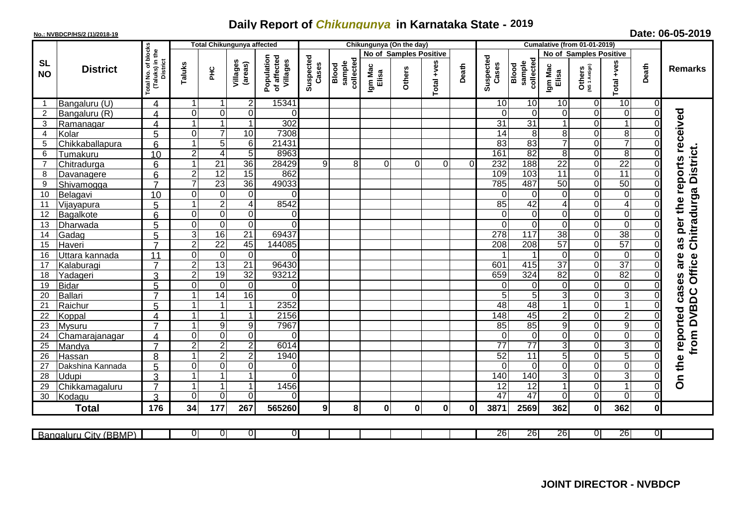# Daily Report of *Chikungunya* in Karnataka State - 2019

**No.: NVBDCP/HS/2 (1)/2018-19**

**Date: 06-05-2019**

| SL NO | District | Total No. of blocks (Taluks) in the District | Total Chikungunya affected | | | | Chikungunya (On the day) | | | | | | Cumalative (from 01-01-2019) | | | | | | Remarks |
|---|---|---|---|---|---|---|---|---|---|---|---|---|---|---|---|---|---|---|---|
| | | | Taluks | PHC | Villages (areas) | Population of affected Villages | Suspected Cases | Blood sample collected | No of Samples Positive | | | Death | Suspected Cases | Blood sample collected | No of Samples Positive | | | Death | |
| | | | | | | | | | Igm Mac Elisa | Others | Total +ves | | | | Igm Mac Elisa | Others (NS 1 Antign) | Total +ves | | |
| 1 | Bangaluru (U) | 4 | 1 | 1 | 2 | 15341 | | | | | | | 10 | 10 | 10 | 0 | 10 | 0 | On the reported cases are as per the reports received from DVBDC Office Chitradurga District. |
| 2 | Bangaluru (R) | 4 | 0 | 0 | 0 | 0 | | | | | | | 0 | 0 | 0 | 0 | 0 | 0 | |
| 3 | Ramanagar | 4 | 1 | 1 | 1 | 302 | | | | | | | 31 | 31 | 1 | 0 | 1 | 0 | |
| 4 | Kolar | 5 | 0 | 7 | 10 | 7308 | | | | | | | 14 | 8 | 8 | 0 | 8 | 0 | |
| 5 | Chikkaballapura | 6 | 1 | 5 | 6 | 21431 | | | | | | | 83 | 83 | 7 | 0 | 7 | 0 | |
| 6 | Tumakuru | 10 | 2 | 4 | 5 | 8963 | | | | | | | 161 | 82 | 8 | 0 | 8 | 0 | |
| 7 | Chitradurga | 6 | 1 | 21 | 36 | 28429 | 9 | 8 | 0 | 0 | 0 | 0 | 232 | 188 | 22 | 0 | 22 | 0 | |
| 8 | Davanagere | 6 | 2 | 12 | 15 | 862 | | | | | | | 109 | 103 | 11 | 0 | 11 | 0 | |
| 9 | Shivamogga | 7 | 7 | 23 | 36 | 49033 | | | | | | | 785 | 487 | 50 | 0 | 50 | 0 | |
| 10 | Belagavi | 10 | 0 | 0 | 0 | 0 | | | | | | | 0 | 0 | 0 | 0 | 0 | 0 | |
| 11 | Vijayapura | 5 | 1 | 2 | 4 | 8542 | | | | | | | 85 | 42 | 4 | 0 | 4 | 0 | |
| 12 | Bagalkote | 6 | 0 | 0 | 0 | 0 | | | | | | | 0 | 0 | 0 | 0 | 0 | 0 | |
| 13 | Dharwada | 5 | 0 | 0 | 0 | 0 | | | | | | | 0 | 0 | 0 | 0 | 0 | 0 | |
| 14 | Gadag | 5 | 3 | 16 | 21 | 69437 | | | | | | | 278 | 117 | 38 | 0 | 38 | 0 | |
| 15 | Haveri | 7 | 2 | 22 | 45 | 144085 | | | | | | | 208 | 208 | 57 | 0 | 57 | 0 | |
| 16 | Uttara kannada | 11 | 0 | 0 | 0 | 0 | | | | | | | 1 | 1 | 0 | 0 | 0 | 0 | |
| 17 | Kalaburagi | 7 | 2 | 13 | 21 | 96430 | | | | | | | 601 | 415 | 37 | 0 | 37 | 0 | |
| 18 | Yadageri | 3 | 2 | 19 | 32 | 93212 | | | | | | | 659 | 324 | 82 | 0 | 82 | 0 | |
| 19 | Bidar | 5 | 0 | 0 | 0 | 0 | | | | | | | 0 | 0 | 0 | 0 | 0 | 0 | |
| 20 | Ballari | 7 | 1 | 14 | 16 | 0 | | | | | | | 5 | 5 | 3 | 0 | 3 | 0 | |
| 21 | Raichur | 5 | 1 | 1 | 1 | 2352 | | | | | | | 48 | 48 | 1 | 0 | 1 | 0 | |
| 22 | Koppal | 4 | 1 | 1 | 1 | 2156 | | | | | | | 148 | 45 | 2 | 0 | 2 | 0 | |
| 23 | Mysuru | 7 | 1 | 9 | 9 | 7967 | | | | | | | 85 | 85 | 9 | 0 | 9 | 0 | |
| 24 | Chamarajanagar | 4 | 0 | 0 | 0 | 0 | | | | | | | 0 | 0 | 0 | 0 | 0 | 0 | |
| 25 | Mandya | 7 | 2 | 2 | 2 | 6014 | | | | | | | 77 | 77 | 3 | 0 | 3 | 0 | |
| 26 | Hassan | 8 | 1 | 2 | 2 | 1940 | | | | | | | 52 | 11 | 5 | 0 | 5 | 0 | |
| 27 | Dakshina Kannada | 5 | 0 | 0 | 0 | 0 | | | | | | | 0 | 0 | 0 | 0 | 0 | 0 | |
| 28 | Udupi | 3 | 1 | 1 | 1 | 0 | | | | | | | 140 | 140 | 3 | 0 | 3 | 0 | |
| 29 | Chikkamagaluru | 7 | 1 | 1 | 1 | 1456 | | | | | | | 12 | 12 | 1 | 0 | 1 | 0 | |
| 30 | Kodagu | 3 | 0 | 0 | 0 | 0 | | | | | | | 47 | 47 | 0 | 0 | 0 | 0 | |
| | **Total** | **176** | **34** | **177** | **267** | **565260** | **9** | **8** | **0** | **0** | **0** | **0** | **3871** | **2569** | **362** | **0** | **362** | **0** | |

| | | | | | | | | | | | | | | | | | | |
|---|---|---|---|---|---|---|---|---|---|---|---|---|---|---|---|---|---|---|
| Bangaluru City (BBMP) | | 0 | 0 | 0 | 0 | | | | | | | 26 | 26 | 26 | 0 | 26 | 0 | |

**JOINT DIRECTOR - NVBDCP**